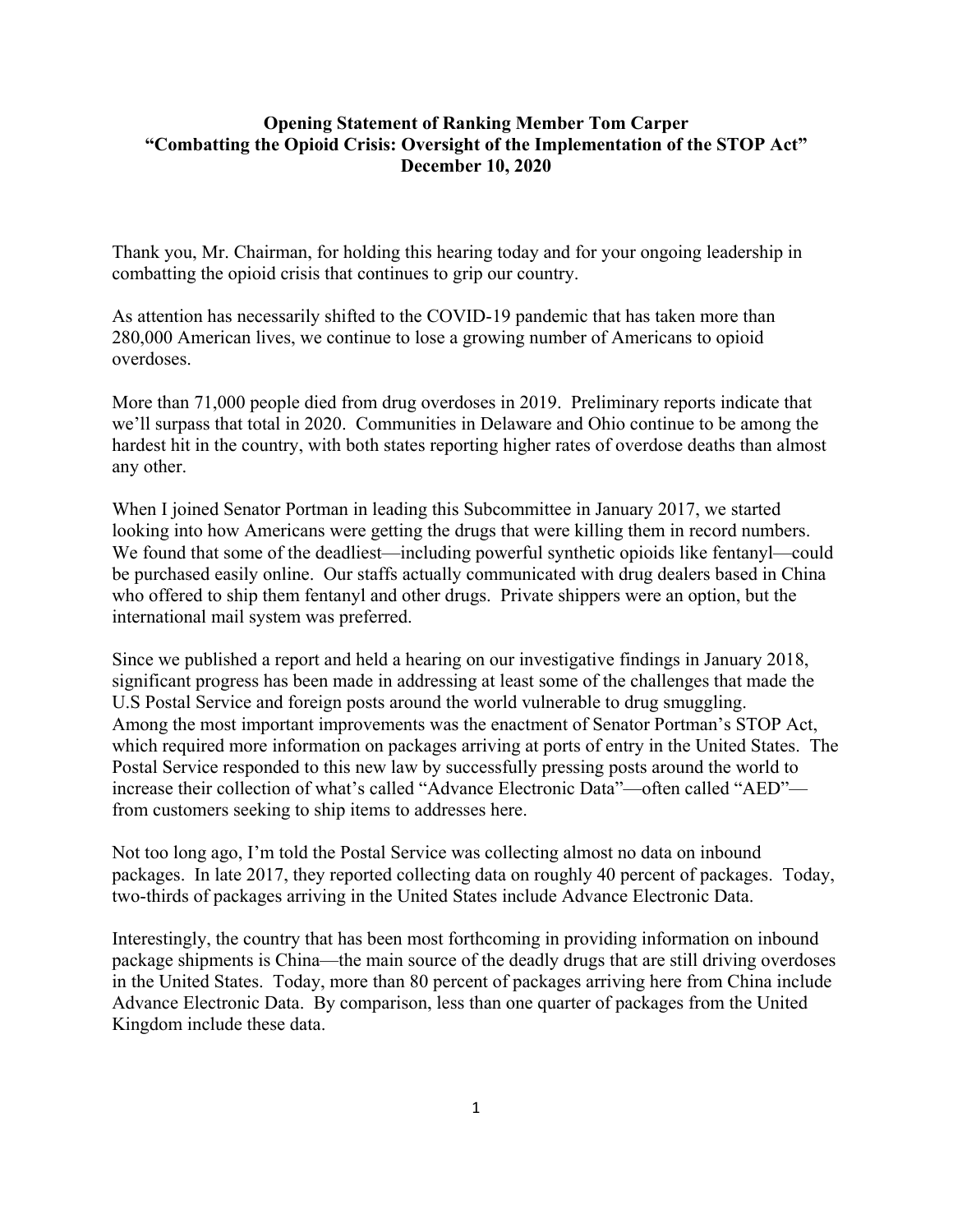**Opening Statement of Ranking Member Tom Carper**
**"Combatting the Opioid Crisis: Oversight of the Implementation of the STOP Act"**
**December 10, 2020**

Thank you, Mr. Chairman, for holding this hearing today and for your ongoing leadership in combatting the opioid crisis that continues to grip our country.

As attention has necessarily shifted to the COVID-19 pandemic that has taken more than 280,000 American lives, we continue to lose a growing number of Americans to opioid overdoses.

More than 71,000 people died from drug overdoses in 2019. Preliminary reports indicate that we'll surpass that total in 2020. Communities in Delaware and Ohio continue to be among the hardest hit in the country, with both states reporting higher rates of overdose deaths than almost any other.

When I joined Senator Portman in leading this Subcommittee in January 2017, we started looking into how Americans were getting the drugs that were killing them in record numbers. We found that some of the deadliest—including powerful synthetic opioids like fentanyl—could be purchased easily online. Our staffs actually communicated with drug dealers based in China who offered to ship them fentanyl and other drugs. Private shippers were an option, but the international mail system was preferred.

Since we published a report and held a hearing on our investigative findings in January 2018, significant progress has been made in addressing at least some of the challenges that made the U.S Postal Service and foreign posts around the world vulnerable to drug smuggling. Among the most important improvements was the enactment of Senator Portman's STOP Act, which required more information on packages arriving at ports of entry in the United States. The Postal Service responded to this new law by successfully pressing posts around the world to increase their collection of what's called "Advance Electronic Data"—often called "AED"—from customers seeking to ship items to addresses here.

Not too long ago, I'm told the Postal Service was collecting almost no data on inbound packages. In late 2017, they reported collecting data on roughly 40 percent of packages. Today, two-thirds of packages arriving in the United States include Advance Electronic Data.

Interestingly, the country that has been most forthcoming in providing information on inbound package shipments is China—the main source of the deadly drugs that are still driving overdoses in the United States. Today, more than 80 percent of packages arriving here from China include Advance Electronic Data. By comparison, less than one quarter of packages from the United Kingdom include these data.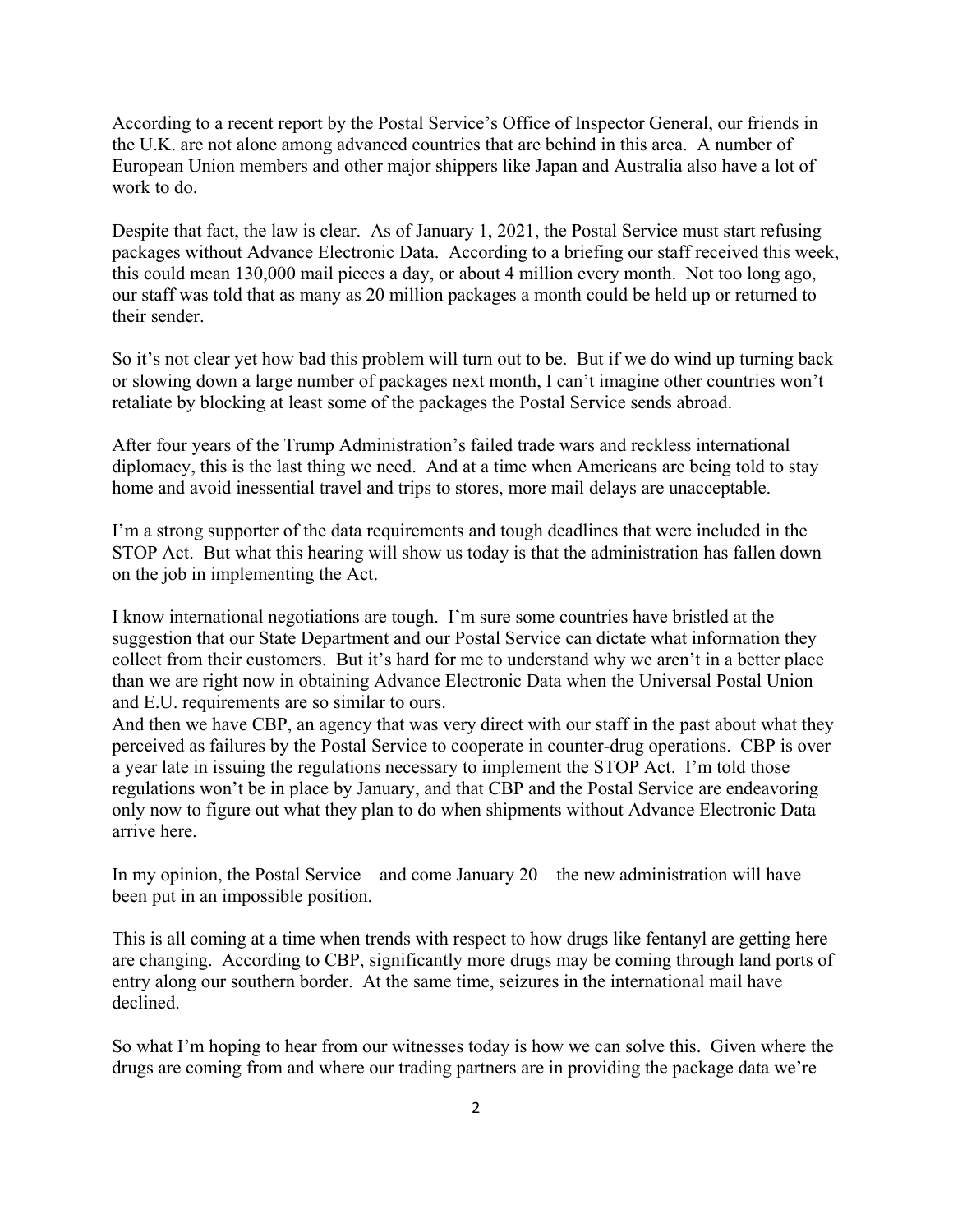According to a recent report by the Postal Service's Office of Inspector General, our friends in the U.K. are not alone among advanced countries that are behind in this area. A number of European Union members and other major shippers like Japan and Australia also have a lot of work to do.

Despite that fact, the law is clear. As of January 1, 2021, the Postal Service must start refusing packages without Advance Electronic Data. According to a briefing our staff received this week, this could mean 130,000 mail pieces a day, or about 4 million every month. Not too long ago, our staff was told that as many as 20 million packages a month could be held up or returned to their sender.

So it's not clear yet how bad this problem will turn out to be. But if we do wind up turning back or slowing down a large number of packages next month, I can't imagine other countries won't retaliate by blocking at least some of the packages the Postal Service sends abroad.

After four years of the Trump Administration's failed trade wars and reckless international diplomacy, this is the last thing we need. And at a time when Americans are being told to stay home and avoid inessential travel and trips to stores, more mail delays are unacceptable.

I'm a strong supporter of the data requirements and tough deadlines that were included in the STOP Act. But what this hearing will show us today is that the administration has fallen down on the job in implementing the Act.

I know international negotiations are tough. I'm sure some countries have bristled at the suggestion that our State Department and our Postal Service can dictate what information they collect from their customers. But it's hard for me to understand why we aren't in a better place than we are right now in obtaining Advance Electronic Data when the Universal Postal Union and E.U. requirements are so similar to ours.

And then we have CBP, an agency that was very direct with our staff in the past about what they perceived as failures by the Postal Service to cooperate in counter-drug operations. CBP is over a year late in issuing the regulations necessary to implement the STOP Act. I'm told those regulations won't be in place by January, and that CBP and the Postal Service are endeavoring only now to figure out what they plan to do when shipments without Advance Electronic Data arrive here.

In my opinion, the Postal Service—and come January 20—the new administration will have been put in an impossible position.

This is all coming at a time when trends with respect to how drugs like fentanyl are getting here are changing. According to CBP, significantly more drugs may be coming through land ports of entry along our southern border. At the same time, seizures in the international mail have declined.

So what I'm hoping to hear from our witnesses today is how we can solve this. Given where the drugs are coming from and where our trading partners are in providing the package data we're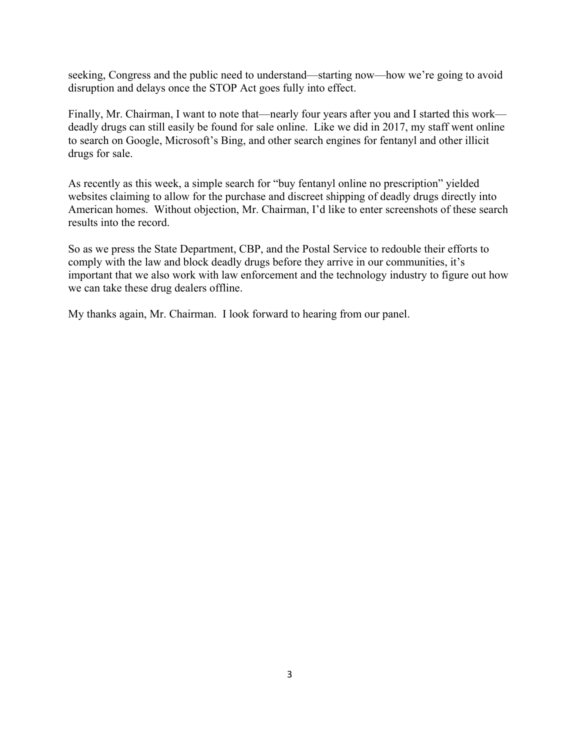seeking, Congress and the public need to understand—starting now—how we're going to avoid disruption and delays once the STOP Act goes fully into effect.

Finally, Mr. Chairman, I want to note that—nearly four years after you and I started this work—deadly drugs can still easily be found for sale online. Like we did in 2017, my staff went online to search on Google, Microsoft's Bing, and other search engines for fentanyl and other illicit drugs for sale.

As recently as this week, a simple search for "buy fentanyl online no prescription" yielded websites claiming to allow for the purchase and discreet shipping of deadly drugs directly into American homes. Without objection, Mr. Chairman, I'd like to enter screenshots of these search results into the record.

So as we press the State Department, CBP, and the Postal Service to redouble their efforts to comply with the law and block deadly drugs before they arrive in our communities, it's important that we also work with law enforcement and the technology industry to figure out how we can take these drug dealers offline.

My thanks again, Mr. Chairman. I look forward to hearing from our panel.